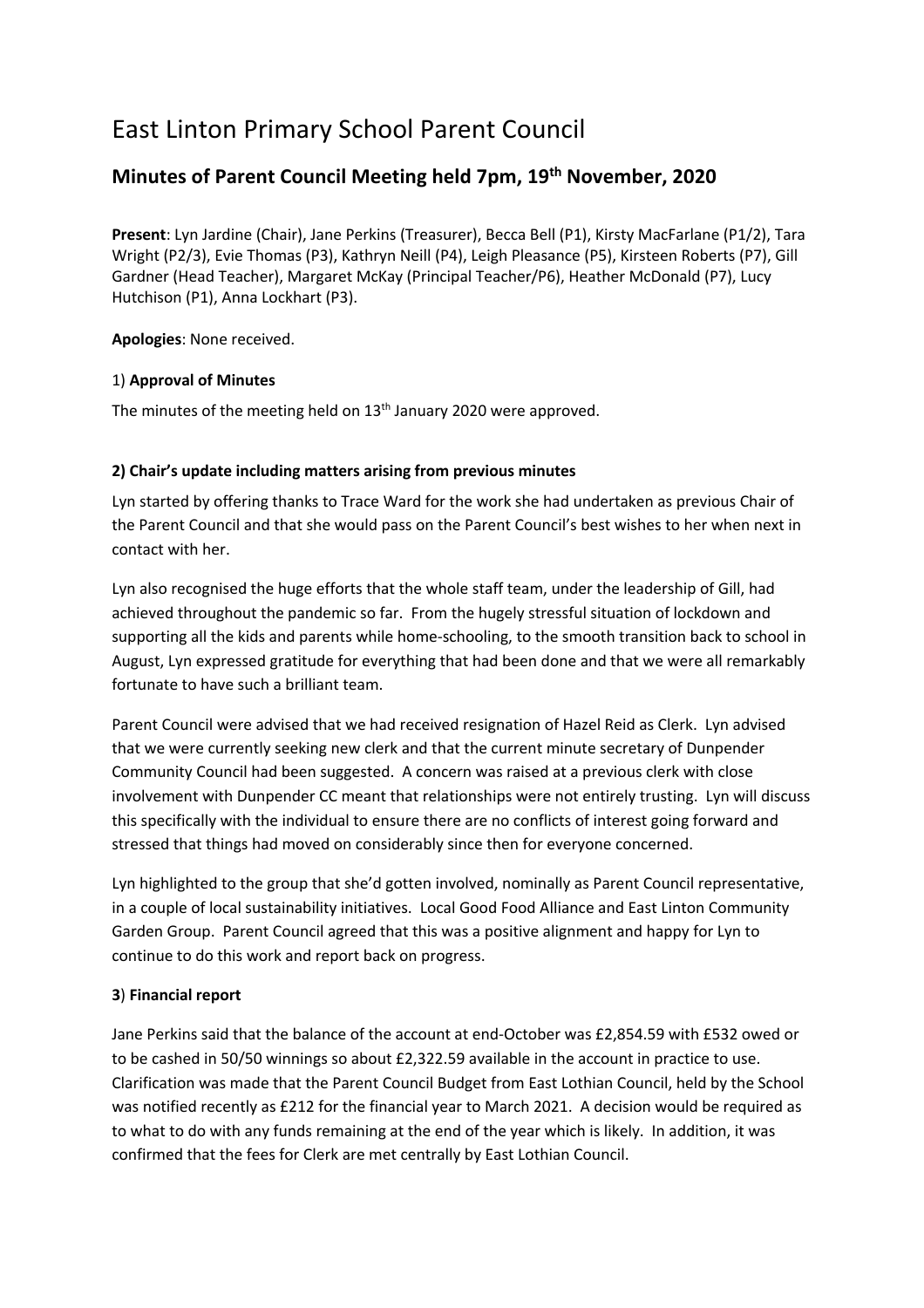# East Linton Primary School Parent Council

## Minutes of Parent Council Meeting held 7pm, 19th November, 2020

**Present**: Lyn Jardine (Chair), Jane Perkins (Treasurer), Becca Bell (P1), Kirsty MacFarlane (P1/2), Tara Wright (P2/3), Evie Thomas (P3), Kathryn Neill (P4), Leigh Pleasance (P5), Kirsteen Roberts (P7), Gill Gardner (Head Teacher), Margaret McKay (Principal Teacher/P6), Heather McDonald (P7), Lucy Hutchison (P1), Anna Lockhart (P3).

**Apologies**: None received.

### 1) Approval of Minutes

The minutes of the meeting held on 13th January 2020 were approved.

### 2) Chair's update including matters arising from previous minutes

Lyn started by offering thanks to Trace Ward for the work she had undertaken as previous Chair of the Parent Council and that she would pass on the Parent Council's best wishes to her when next in contact with her.

Lyn also recognised the huge efforts that the whole staff team, under the leadership of Gill, had achieved throughout the pandemic so far. From the hugely stressful situation of lockdown and supporting all the kids and parents while home-schooling, to the smooth transition back to school in August, Lyn expressed gratitude for everything that had been done and that we were all remarkably fortunate to have such a brilliant team.

Parent Council were advised that we had received resignation of Hazel Reid as Clerk. Lyn advised that we were currently seeking new clerk and that the current minute secretary of Dunpender Community Council had been suggested. A concern was raised at a previous clerk with close involvement with Dunpender CC meant that relationships were not entirely trusting. Lyn will discuss this specifically with the individual to ensure there are no conflicts of interest going forward and stressed that things had moved on considerably since then for everyone concerned.

Lyn highlighted to the group that she'd gotten involved, nominally as Parent Council representative, in a couple of local sustainability initiatives. Local Good Food Alliance and East Linton Community Garden Group. Parent Council agreed that this was a positive alignment and happy for Lyn to continue to do this work and report back on progress.

### 3) Financial report

Jane Perkins said that the balance of the account at end-October was £2,854.59 with £532 owed or to be cashed in 50/50 winnings so about £2,322.59 available in the account in practice to use. Clarification was made that the Parent Council Budget from East Lothian Council, held by the School was notified recently as £212 for the financial year to March 2021. A decision would be required as to what to do with any funds remaining at the end of the year which is likely. In addition, it was confirmed that the fees for Clerk are met centrally by East Lothian Council.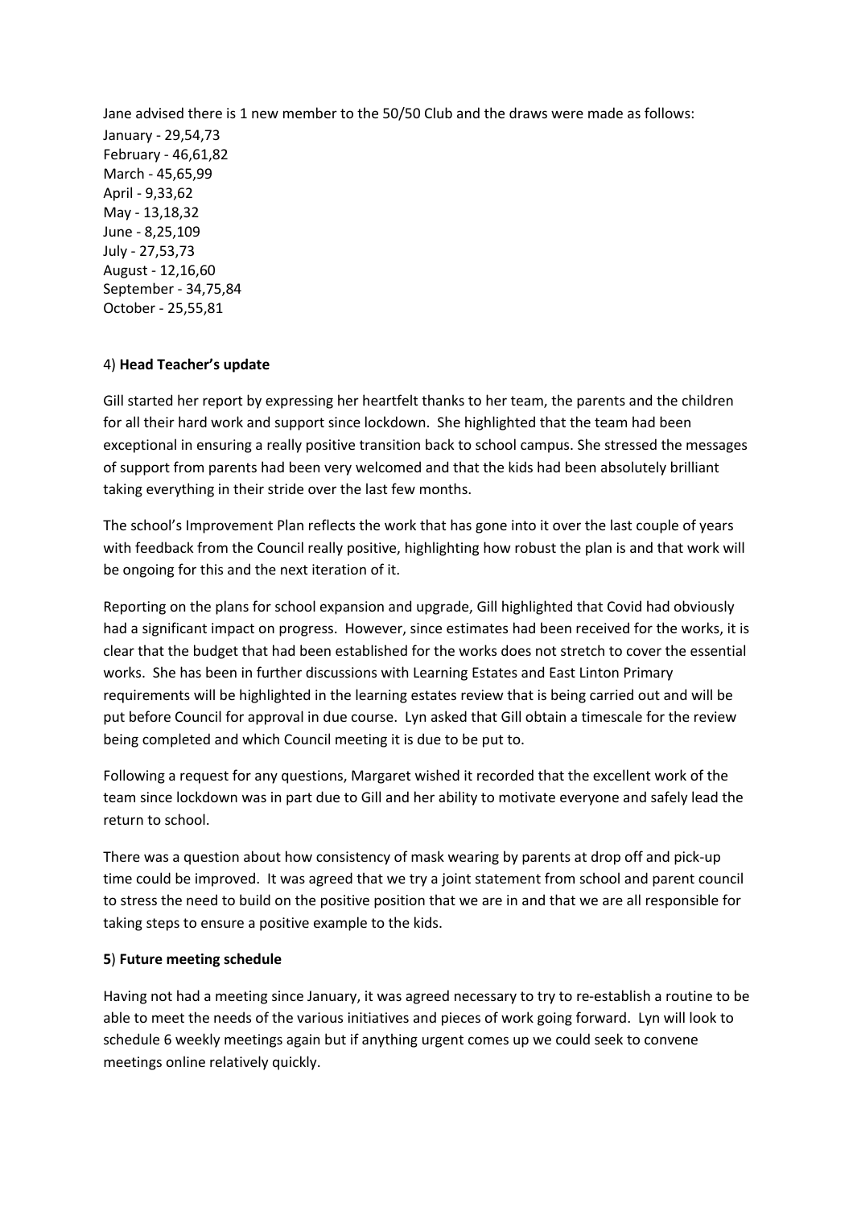Jane advised there is 1 new member to the 50/50 Club and the draws were made as follows:
January - 29,54,73
February - 46,61,82
March - 45,65,99
April - 9,33,62
May - 13,18,32
June - 8,25,109
July - 27,53,73
August - 12,16,60
September - 34,75,84
October - 25,55,81

4) **Head Teacher's update**

Gill started her report by expressing her heartfelt thanks to her team, the parents and the children for all their hard work and support since lockdown. She highlighted that the team had been exceptional in ensuring a really positive transition back to school campus. She stressed the messages of support from parents had been very welcomed and that the kids had been absolutely brilliant taking everything in their stride over the last few months.

The school's Improvement Plan reflects the work that has gone into it over the last couple of years with feedback from the Council really positive, highlighting how robust the plan is and that work will be ongoing for this and the next iteration of it.

Reporting on the plans for school expansion and upgrade, Gill highlighted that Covid had obviously had a significant impact on progress. However, since estimates had been received for the works, it is clear that the budget that had been established for the works does not stretch to cover the essential works. She has been in further discussions with Learning Estates and East Linton Primary requirements will be highlighted in the learning estates review that is being carried out and will be put before Council for approval in due course. Lyn asked that Gill obtain a timescale for the review being completed and which Council meeting it is due to be put to.

Following a request for any questions, Margaret wished it recorded that the excellent work of the team since lockdown was in part due to Gill and her ability to motivate everyone and safely lead the return to school.

There was a question about how consistency of mask wearing by parents at drop off and pick-up time could be improved. It was agreed that we try a joint statement from school and parent council to stress the need to build on the positive position that we are in and that we are all responsible for taking steps to ensure a positive example to the kids.

**5**) **Future meeting schedule**

Having not had a meeting since January, it was agreed necessary to try to re-establish a routine to be able to meet the needs of the various initiatives and pieces of work going forward. Lyn will look to schedule 6 weekly meetings again but if anything urgent comes up we could seek to convene meetings online relatively quickly.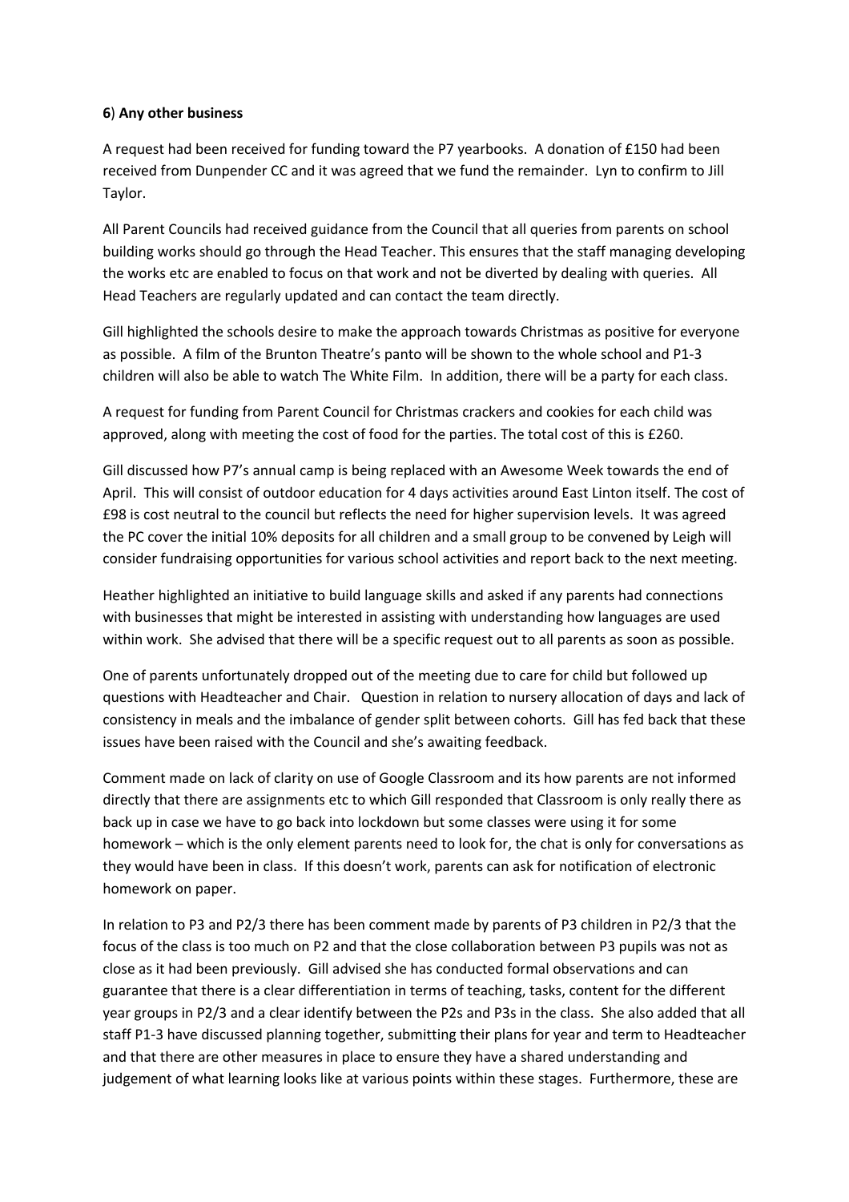**6**) **Any other business**

A request had been received for funding toward the P7 yearbooks. A donation of £150 had been received from Dunpender CC and it was agreed that we fund the remainder. Lyn to confirm to Jill Taylor.

All Parent Councils had received guidance from the Council that all queries from parents on school building works should go through the Head Teacher. This ensures that the staff managing developing the works etc are enabled to focus on that work and not be diverted by dealing with queries. All Head Teachers are regularly updated and can contact the team directly.

Gill highlighted the schools desire to make the approach towards Christmas as positive for everyone as possible. A film of the Brunton Theatre's panto will be shown to the whole school and P1-3 children will also be able to watch The White Film. In addition, there will be a party for each class.

A request for funding from Parent Council for Christmas crackers and cookies for each child was approved, along with meeting the cost of food for the parties. The total cost of this is £260.

Gill discussed how P7's annual camp is being replaced with an Awesome Week towards the end of April. This will consist of outdoor education for 4 days activities around East Linton itself. The cost of £98 is cost neutral to the council but reflects the need for higher supervision levels. It was agreed the PC cover the initial 10% deposits for all children and a small group to be convened by Leigh will consider fundraising opportunities for various school activities and report back to the next meeting.

Heather highlighted an initiative to build language skills and asked if any parents had connections with businesses that might be interested in assisting with understanding how languages are used within work. She advised that there will be a specific request out to all parents as soon as possible.

One of parents unfortunately dropped out of the meeting due to care for child but followed up questions with Headteacher and Chair. Question in relation to nursery allocation of days and lack of consistency in meals and the imbalance of gender split between cohorts. Gill has fed back that these issues have been raised with the Council and she's awaiting feedback.

Comment made on lack of clarity on use of Google Classroom and its how parents are not informed directly that there are assignments etc to which Gill responded that Classroom is only really there as back up in case we have to go back into lockdown but some classes were using it for some homework – which is the only element parents need to look for, the chat is only for conversations as they would have been in class. If this doesn't work, parents can ask for notification of electronic homework on paper.

In relation to P3 and P2/3 there has been comment made by parents of P3 children in P2/3 that the focus of the class is too much on P2 and that the close collaboration between P3 pupils was not as close as it had been previously. Gill advised she has conducted formal observations and can guarantee that there is a clear differentiation in terms of teaching, tasks, content for the different year groups in P2/3 and a clear identify between the P2s and P3s in the class. She also added that all staff P1-3 have discussed planning together, submitting their plans for year and term to Headteacher and that there are other measures in place to ensure they have a shared understanding and judgement of what learning looks like at various points within these stages. Furthermore, these are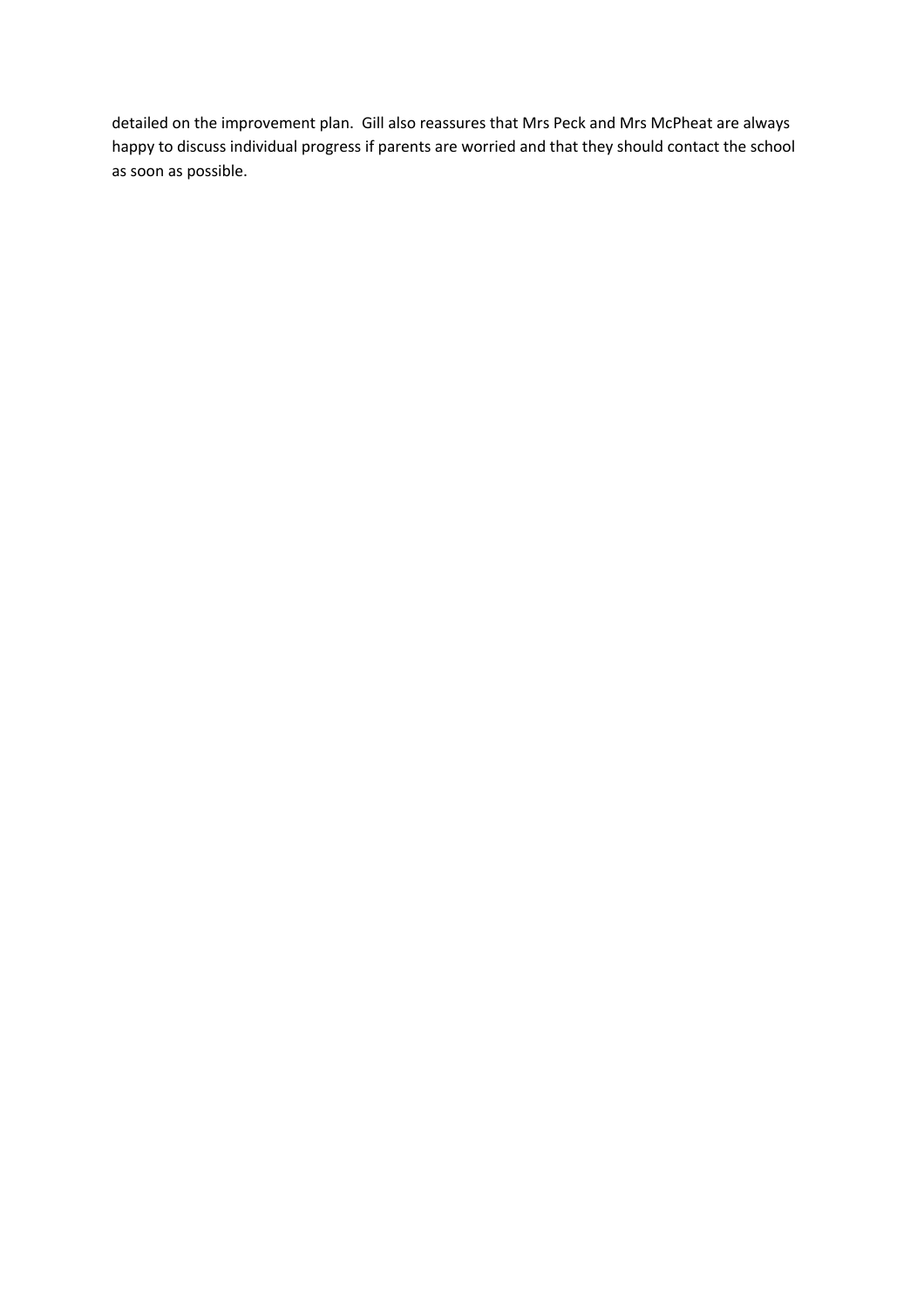detailed on the improvement plan.  Gill also reassures that Mrs Peck and Mrs McPheat are always happy to discuss individual progress if parents are worried and that they should contact the school as soon as possible.